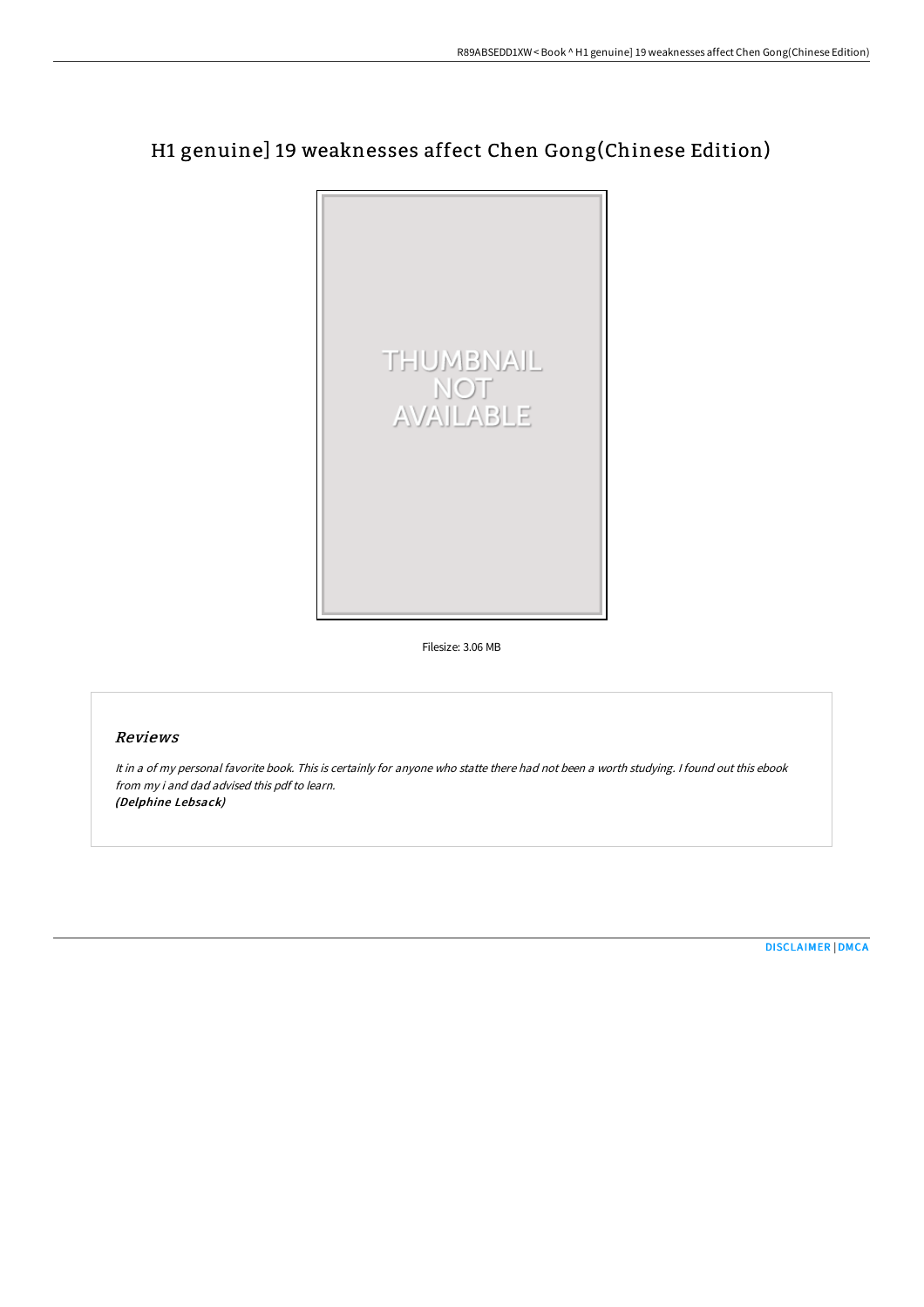# H1 genuine] 19 weaknesses affect Chen Gong(Chinese Edition)

Filesize: 3.06 MB

## *Reviews*

*It in a of my personal favorite book. This is certainly for anyone who statte there had not been a worth studying. I found out this ebook from my i and dad advised this pdf to learn.*
***(Delphine Lebsack)***

DISCLAIMER | DMCA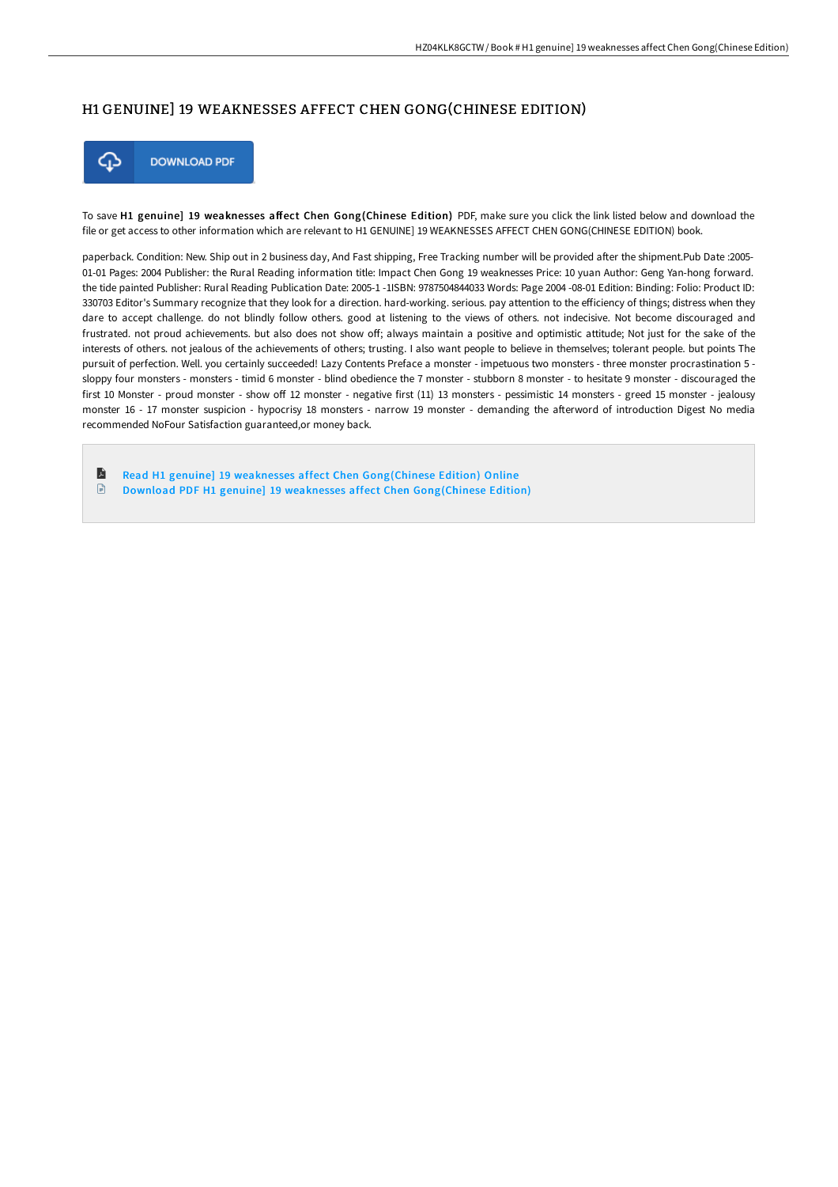# H1 GENUINE] 19 WEAKNESSES AFFECT CHEN GONG(CHINESE EDITION)

DOWNLOAD PDF

To save **H1 genuine] 19 weaknesses affect Chen Gong(Chinese Edition)** PDF, make sure you click the link listed below and download the file or get access to other information which are relevant to H1 GENUINE] 19 WEAKNESSES AFFECT CHEN GONG(CHINESE EDITION) book.

paperback. Condition: New. Ship out in 2 business day, And Fast shipping, Free Tracking number will be provided after the shipment.Pub Date :2005-01-01 Pages: 2004 Publisher: the Rural Reading information title: Impact Chen Gong 19 weaknesses Price: 10 yuan Author: Geng Yan-hong forward. the tide painted Publisher: Rural Reading Publication Date: 2005-1 -1ISBN: 9787504844033 Words: Page 2004 -08-01 Edition: Binding: Folio: Product ID: 330703 Editor's Summary recognize that they look for a direction. hard-working. serious. pay attention to the efficiency of things; distress when they dare to accept challenge. do not blindly follow others. good at listening to the views of others. not indecisive. Not become discouraged and frustrated. not proud achievements. but also does not show off; always maintain a positive and optimistic attitude; Not just for the sake of the interests of others. not jealous of the achievements of others; trusting. I also want people to believe in themselves; tolerant people. but points The pursuit of perfection. Well. you certainly succeeded! Lazy Contents Preface a monster - impetuous two monsters - three monster procrastination 5 - sloppy four monsters - monsters - timid 6 monster - blind obedience the 7 monster - stubborn 8 monster - to hesitate 9 monster - discouraged the first 10 Monster - proud monster - show off 12 monster - negative first (11) 13 monsters - pessimistic 14 monsters - greed 15 monster - jealousy monster 16 - 17 monster suspicion - hypocrisy 18 monsters - narrow 19 monster - demanding the afterword of introduction Digest No media recommended NoFour Satisfaction guaranteed,or money back.

- Read H1 genuine] 19 weaknesses affect Chen Gong(Chinese Edition) Online
- Download PDF H1 genuine] 19 weaknesses affect Chen Gong(Chinese Edition)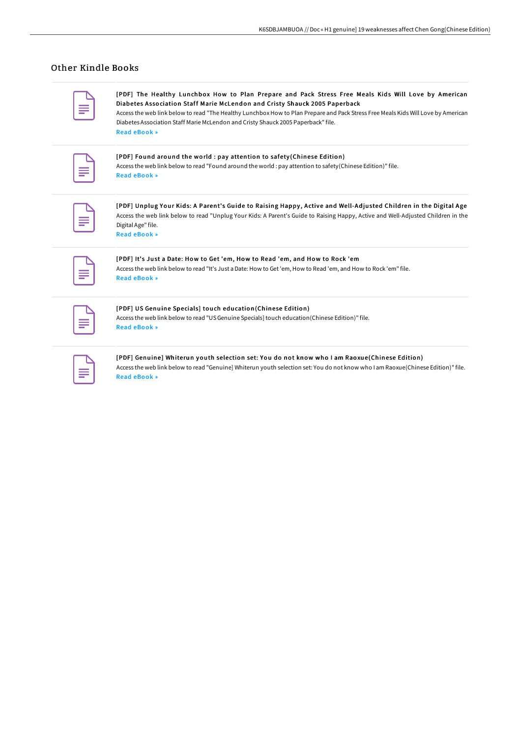## Other Kindle Books

[PDF] The Healthy Lunchbox How to Plan Prepare and Pack Stress Free Meals Kids Will Love by American Diabetes Association Staff Marie McLendon and Cristy Shauck 2005 Paperback

Access the web link below to read "The Healthy Lunchbox How to Plan Prepare and Pack Stress Free Meals Kids Will Love by American Diabetes Association Staff Marie McLendon and Cristy Shauck 2005 Paperback" file.

Read eBook »

[PDF] Found around the world : pay attention to safety(Chinese Edition)

Access the web link below to read "Found around the world : pay attention to safety(Chinese Edition)" file.

Read eBook »

[PDF] Unplug Your Kids: A Parent's Guide to Raising Happy, Active and Well-Adjusted Children in the Digital Age

Access the web link below to read "Unplug Your Kids: A Parent's Guide to Raising Happy, Active and Well-Adjusted Children in the Digital Age" file.

Read eBook »

[PDF] It's Just a Date: How to Get 'em, How to Read 'em, and How to Rock 'em

Access the web link below to read "It's Just a Date: How to Get 'em, How to Read 'em, and How to Rock 'em" file.

Read eBook »

[PDF] US Genuine Specials] touch education(Chinese Edition)

Access the web link below to read "US Genuine Specials] touch education(Chinese Edition)" file.

Read eBook »

[PDF] Genuine] Whiterun youth selection set: You do not know who I am Raoxue(Chinese Edition)

Access the web link below to read "Genuine] Whiterun youth selection set: You do not know who I am Raoxue(Chinese Edition)" file.

Read eBook »